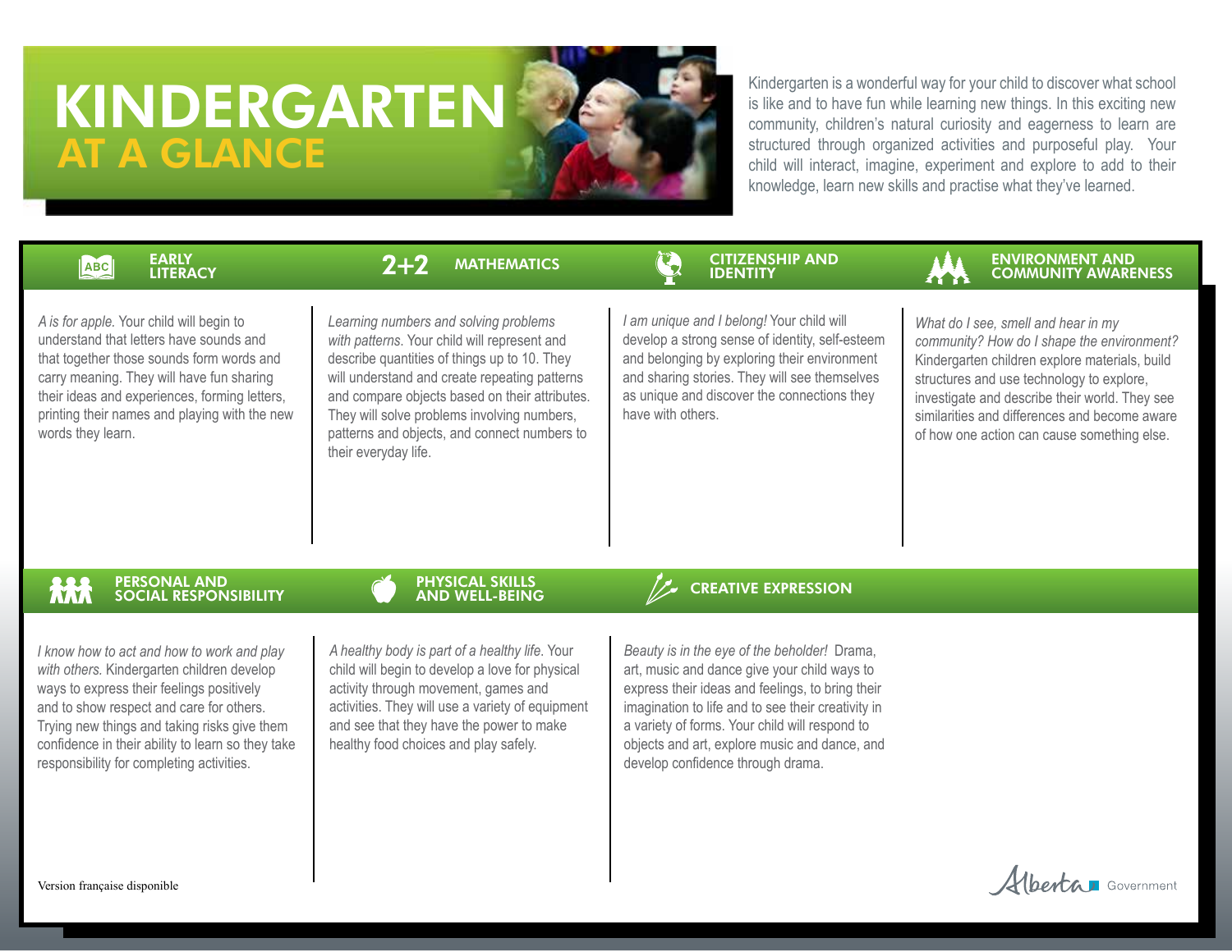# KINDERGARTEN AT A GLANCE

Kindergarten is a wonderful way for your child to discover what school is like and to have fun while learning new things. In this exciting new community, children's natural curiosity and eagerness to learn are structured through organized activities and purposeful play. Your child will interact, imagine, experiment and explore to add to their knowledge, learn new skills and practise what they've learned.

## EARLY LITERACY

*A is for apple.* Your child will begin to understand that letters have sounds and that together those sounds form words and carry meaning. They will have fun sharing their ideas and experiences, forming letters, printing their names and playing with the new words they learn.

## MATHEMATICS

*Learning numbers and solving problems with patterns.* Your child will represent and describe quantities of things up to 10. They will understand and create repeating patterns and compare objects based on their attributes. They will solve problems involving numbers, patterns and objects, and connect numbers to their everyday life.

## CITIZENSHIP AND IDENTITY

*I am unique and I belong!* Your child will develop a strong sense of identity, self-esteem and belonging by exploring their environment and sharing stories. They will see themselves as unique and discover the connections they have with others.

## ENVIRONMENT AND COMMUNITY AWARENESS

*What do I see, smell and hear in my community? How do I shape the environment?* Kindergarten children explore materials, build structures and use technology to explore, investigate and describe their world. They see similarities and differences and become aware of how one action can cause something else.

## PERSONAL AND SOCIAL RESPONSIBILITY

*I know how to act and how to work and play with others.* Kindergarten children develop ways to express their feelings positively and to show respect and care for others. Trying new things and taking risks give them confidence in their ability to learn so they take responsibility for completing activities.

## PHYSICAL SKILLS AND WELL-BEING

*A healthy body is part of a healthy life.* Your child will begin to develop a love for physical activity through movement, games and activities. They will use a variety of equipment and see that they have the power to make healthy food choices and play safely.

## CREATIVE EXPRESSION

*Beauty is in the eye of the beholder!* Drama, art, music and dance give your child ways to express their ideas and feelings, to bring their imagination to life and to see their creativity in a variety of forms. Your child will respond to objects and art, explore music and dance, and develop confidence through drama.

Version française disponible

Alberta Government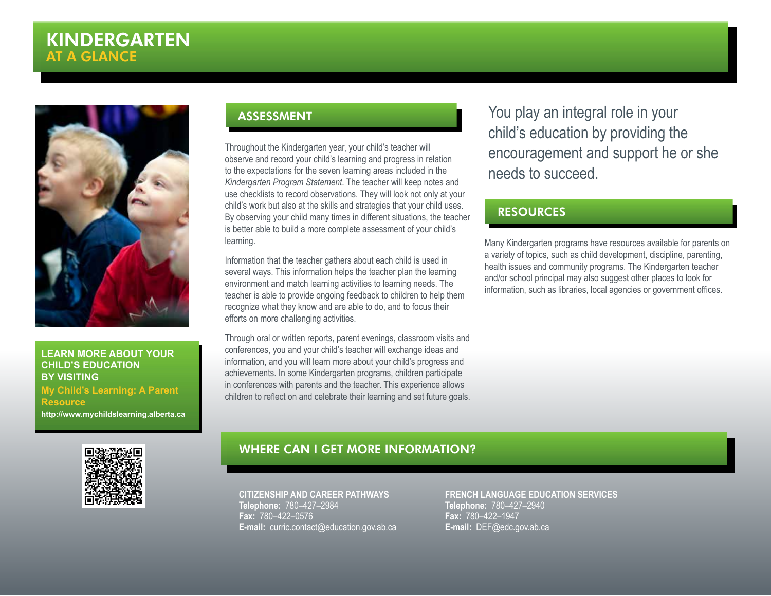# KINDERGARTEN
## AT A GLANCE

**LEARN MORE ABOUT YOUR CHILD'S EDUCATION BY VISITING**
**My Child's Learning: A Parent Resource**
**http://www.mychildslearning.alberta.ca**

## ASSESSMENT

Throughout the Kindergarten year, your child's teacher will observe and record your child's learning and progress in relation to the expectations for the seven learning areas included in the *Kindergarten Program Statement*. The teacher will keep notes and use checklists to record observations. They will look not only at your child's work but also at the skills and strategies that your child uses. By observing your child many times in different situations, the teacher is better able to build a more complete assessment of your child's learning.

Information that the teacher gathers about each child is used in several ways. This information helps the teacher plan the learning environment and match learning activities to learning needs. The teacher is able to provide ongoing feedback to children to help them recognize what they know and are able to do, and to focus their efforts on more challenging activities.

Through oral or written reports, parent evenings, classroom visits and conferences, you and your child's teacher will exchange ideas and information, and you will learn more about your child's progress and achievements. In some Kindergarten programs, children participate in conferences with parents and the teacher. This experience allows children to reflect on and celebrate their learning and set future goals.

You play an integral role in your child's education by providing the encouragement and support he or she needs to succeed.

## RESOURCES

Many Kindergarten programs have resources available for parents on a variety of topics, such as child development, discipline, parenting, health issues and community programs. The Kindergarten teacher and/or school principal may also suggest other places to look for information, such as libraries, local agencies or government offices.

## WHERE CAN I GET MORE INFORMATION?

**CITIZENSHIP AND CAREER PATHWAYS**
**Telephone:** 780–427–2984
**Fax:** 780–422–0576
**E-mail:** curric.contact@education.gov.ab.ca

**FRENCH LANGUAGE EDUCATION SERVICES**
**Telephone:** 780–427–2940
**Fax:** 780–422–1947
**E-mail:** DEF@edc.gov.ab.ca